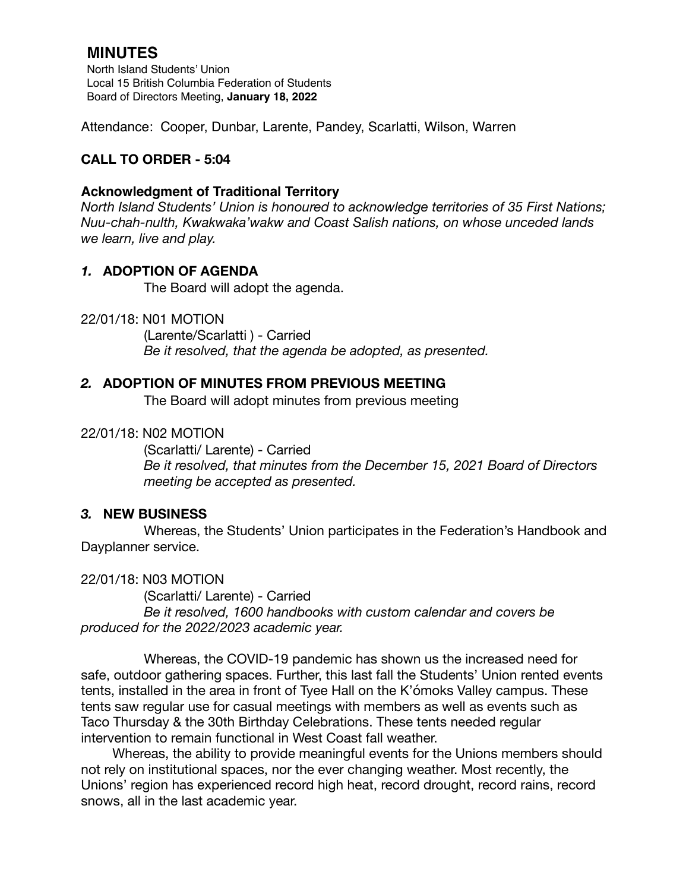# MINUTES

North Island Students' Union
Local 15 British Columbia Federation of Students
Board of Directors Meeting, **January 18, 2022**

Attendance: Cooper, Dunbar, Larente, Pandey, Scarlatti, Wilson, Warren

**CALL TO ORDER - 5:04**

**Acknowledgment of Traditional Territory**

*North Island Students' Union is honoured to acknowledge territories of 35 First Nations; Nuu-chah-nulth, Kwakwaka'wakw and Coast Salish nations, on whose unceded lands we learn, live and play.*

## 1. ADOPTION OF AGENDA

The Board will adopt the agenda.

22/01/18: N01 MOTION

(Larente/Scarlatti ) - Carried

*Be it resolved, that the agenda be adopted, as presented.*

## 2. ADOPTION OF MINUTES FROM PREVIOUS MEETING

The Board will adopt minutes from previous meeting

22/01/18: N02 MOTION

(Scarlatti/ Larente) - Carried

*Be it resolved, that minutes from the December 15, 2021 Board of Directors meeting be accepted as presented.*

## 3. NEW BUSINESS

Whereas, the Students' Union participates in the Federation's Handbook and Dayplanner service.

22/01/18: N03 MOTION

(Scarlatti/ Larente) - Carried

*Be it resolved, 1600 handbooks with custom calendar and covers be produced for the 2022/2023 academic year.*

Whereas, the COVID-19 pandemic has shown us the increased need for safe, outdoor gathering spaces. Further, this last fall the Students' Union rented events tents, installed in the area in front of Tyee Hall on the K'ómoks Valley campus. These tents saw regular use for casual meetings with members as well as events such as Taco Thursday & the 30th Birthday Celebrations. These tents needed regular intervention to remain functional in West Coast fall weather.

Whereas, the ability to provide meaningful events for the Unions members should not rely on institutional spaces, nor the ever changing weather. Most recently, the Unions' region has experienced record high heat, record drought, record rains, record snows, all in the last academic year.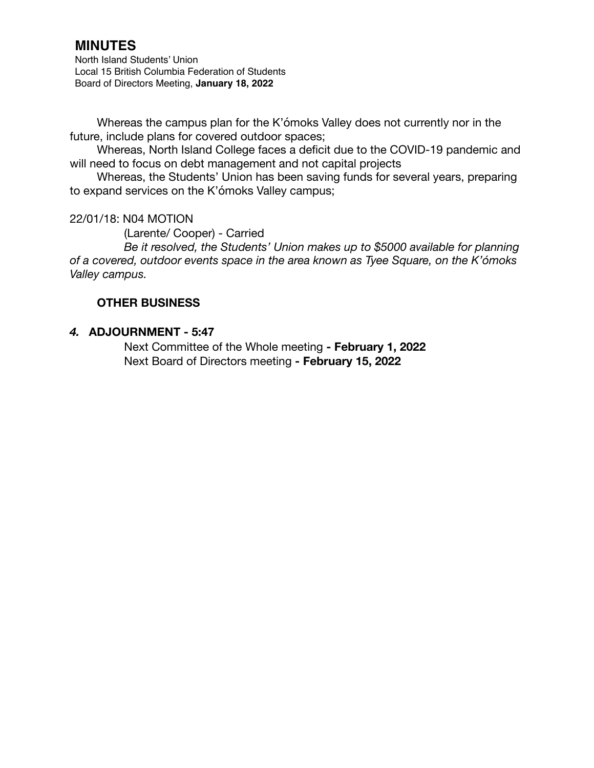Whereas the campus plan for the K'ómoks Valley does not currently nor in the future, include plans for covered outdoor spaces;

Whereas, North Island College faces a deficit due to the COVID-19 pandemic and will need to focus on debt management and not capital projects

Whereas, the Students' Union has been saving funds for several years, preparing to expand services on the K'ómoks Valley campus;

22/01/18: N04 MOTION

(Larente/ Cooper) - Carried

*Be it resolved, the Students' Union makes up to $5000 available for planning of a covered, outdoor events space in the area known as Tyee Square, on the K'ómoks Valley campus.*

**OTHER BUSINESS**

***4.*** **ADJOURNMENT - 5:47**

Next Committee of the Whole meeting **- February 1, 2022**

Next Board of Directors meeting **- February 15, 2022**